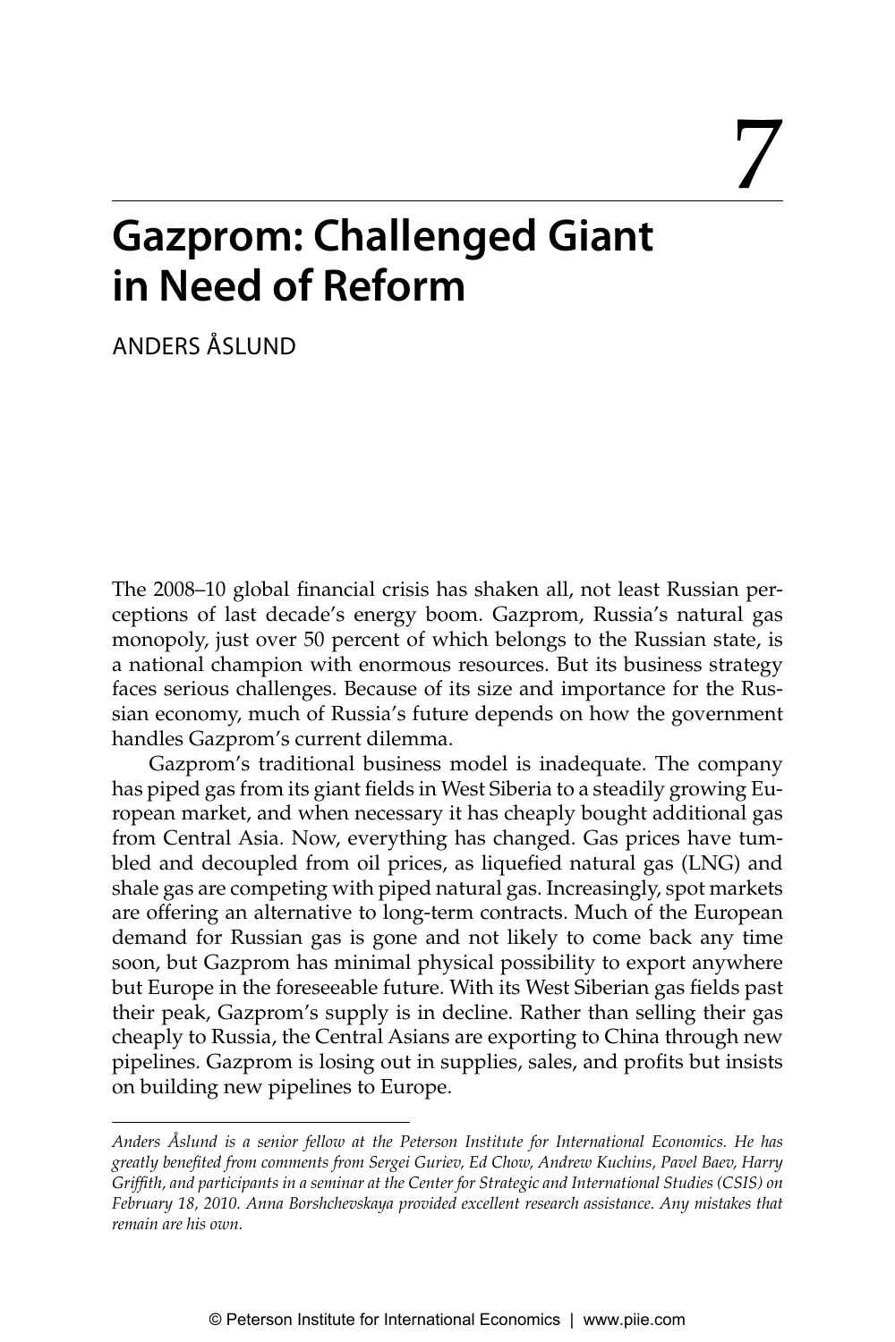# 7

# Gazprom: Challenged Giant in Need of Reform

ANDERS ÅSLUND

The 2008–10 global financial crisis has shaken all, not least Russian perceptions of last decade's energy boom. Gazprom, Russia's natural gas monopoly, just over 50 percent of which belongs to the Russian state, is a national champion with enormous resources. But its business strategy faces serious challenges. Because of its size and importance for the Russian economy, much of Russia's future depends on how the government handles Gazprom's current dilemma.

Gazprom's traditional business model is inadequate. The company has piped gas from its giant fields in West Siberia to a steadily growing European market, and when necessary it has cheaply bought additional gas from Central Asia. Now, everything has changed. Gas prices have tumbled and decoupled from oil prices, as liquefied natural gas (LNG) and shale gas are competing with piped natural gas. Increasingly, spot markets are offering an alternative to long-term contracts. Much of the European demand for Russian gas is gone and not likely to come back any time soon, but Gazprom has minimal physical possibility to export anywhere but Europe in the foreseeable future. With its West Siberian gas fields past their peak, Gazprom's supply is in decline. Rather than selling their gas cheaply to Russia, the Central Asians are exporting to China through new pipelines. Gazprom is losing out in supplies, sales, and profits but insists on building new pipelines to Europe.

*Anders Åslund is a senior fellow at the Peterson Institute for International Economics. He has greatly benefited from comments from Sergei Guriev, Ed Chow, Andrew Kuchins, Pavel Baev, Harry Griffith, and participants in a seminar at the Center for Strategic and International Studies (CSIS) on February 18, 2010. Anna Borshchevskaya provided excellent research assistance. Any mistakes that remain are his own.*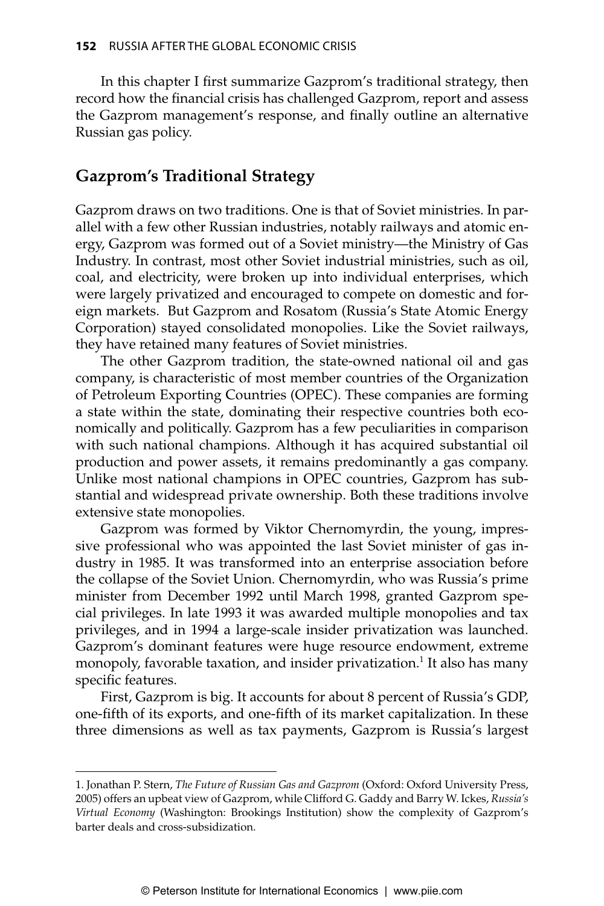In this chapter I first summarize Gazprom's traditional strategy, then record how the financial crisis has challenged Gazprom, report and assess the Gazprom management's response, and finally outline an alternative Russian gas policy.

## Gazprom's Traditional Strategy

Gazprom draws on two traditions. One is that of Soviet ministries. In parallel with a few other Russian industries, notably railways and atomic energy, Gazprom was formed out of a Soviet ministry—the Ministry of Gas Industry. In contrast, most other Soviet industrial ministries, such as oil, coal, and electricity, were broken up into individual enterprises, which were largely privatized and encouraged to compete on domestic and foreign markets. But Gazprom and Rosatom (Russia's State Atomic Energy Corporation) stayed consolidated monopolies. Like the Soviet railways, they have retained many features of Soviet ministries.

The other Gazprom tradition, the state-owned national oil and gas company, is characteristic of most member countries of the Organization of Petroleum Exporting Countries (OPEC). These companies are forming a state within the state, dominating their respective countries both economically and politically. Gazprom has a few peculiarities in comparison with such national champions. Although it has acquired substantial oil production and power assets, it remains predominantly a gas company. Unlike most national champions in OPEC countries, Gazprom has substantial and widespread private ownership. Both these traditions involve extensive state monopolies.

Gazprom was formed by Viktor Chernomyrdin, the young, impressive professional who was appointed the last Soviet minister of gas industry in 1985. It was transformed into an enterprise association before the collapse of the Soviet Union. Chernomyrdin, who was Russia's prime minister from December 1992 until March 1998, granted Gazprom special privileges. In late 1993 it was awarded multiple monopolies and tax privileges, and in 1994 a large-scale insider privatization was launched. Gazprom's dominant features were huge resource endowment, extreme monopoly, favorable taxation, and insider privatization.[1] It also has many specific features.

First, Gazprom is big. It accounts for about 8 percent of Russia's GDP, one-fifth of its exports, and one-fifth of its market capitalization. In these three dimensions as well as tax payments, Gazprom is Russia's largest

1. Jonathan P. Stern, *The Future of Russian Gas and Gazprom* (Oxford: Oxford University Press, 2005) offers an upbeat view of Gazprom, while Clifford G. Gaddy and Barry W. Ickes, *Russia's Virtual Economy* (Washington: Brookings Institution) show the complexity of Gazprom's barter deals and cross-subsidization.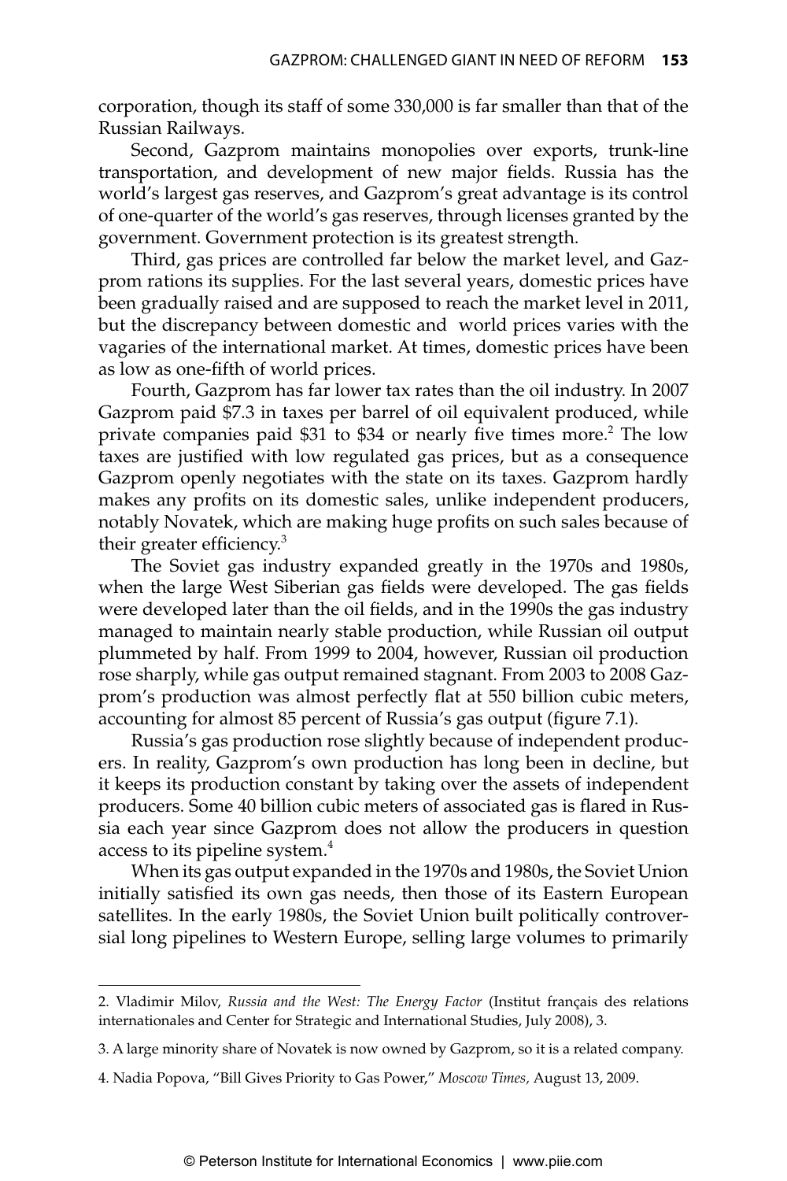corporation, though its staff of some 330,000 is far smaller than that of the Russian Railways.

Second, Gazprom maintains monopolies over exports, trunk-line transportation, and development of new major fields. Russia has the world's largest gas reserves, and Gazprom's great advantage is its control of one-quarter of the world's gas reserves, through licenses granted by the government. Government protection is its greatest strength.

Third, gas prices are controlled far below the market level, and Gazprom rations its supplies. For the last several years, domestic prices have been gradually raised and are supposed to reach the market level in 2011, but the discrepancy between domestic and world prices varies with the vagaries of the international market. At times, domestic prices have been as low as one-fifth of world prices.

Fourth, Gazprom has far lower tax rates than the oil industry. In 2007 Gazprom paid $7.3 in taxes per barrel of oil equivalent produced, while private companies paid $31 to $34 or nearly five times more.[2] The low taxes are justified with low regulated gas prices, but as a consequence Gazprom openly negotiates with the state on its taxes. Gazprom hardly makes any profits on its domestic sales, unlike independent producers, notably Novatek, which are making huge profits on such sales because of their greater efficiency.[3]

The Soviet gas industry expanded greatly in the 1970s and 1980s, when the large West Siberian gas fields were developed. The gas fields were developed later than the oil fields, and in the 1990s the gas industry managed to maintain nearly stable production, while Russian oil output plummeted by half. From 1999 to 2004, however, Russian oil production rose sharply, while gas output remained stagnant. From 2003 to 2008 Gazprom's production was almost perfectly flat at 550 billion cubic meters, accounting for almost 85 percent of Russia's gas output (figure 7.1).

Russia's gas production rose slightly because of independent producers. In reality, Gazprom's own production has long been in decline, but it keeps its production constant by taking over the assets of independent producers. Some 40 billion cubic meters of associated gas is flared in Russia each year since Gazprom does not allow the producers in question access to its pipeline system.[4]

When its gas output expanded in the 1970s and 1980s, the Soviet Union initially satisfied its own gas needs, then those of its Eastern European satellites. In the early 1980s, the Soviet Union built politically controversial long pipelines to Western Europe, selling large volumes to primarily

---

2. Vladimir Milov, *Russia and the West: The Energy Factor* (Institut français des relations internationales and Center for Strategic and International Studies, July 2008), 3.

3. A large minority share of Novatek is now owned by Gazprom, so it is a related company.

4. Nadia Popova, "Bill Gives Priority to Gas Power," *Moscow Times,* August 13, 2009.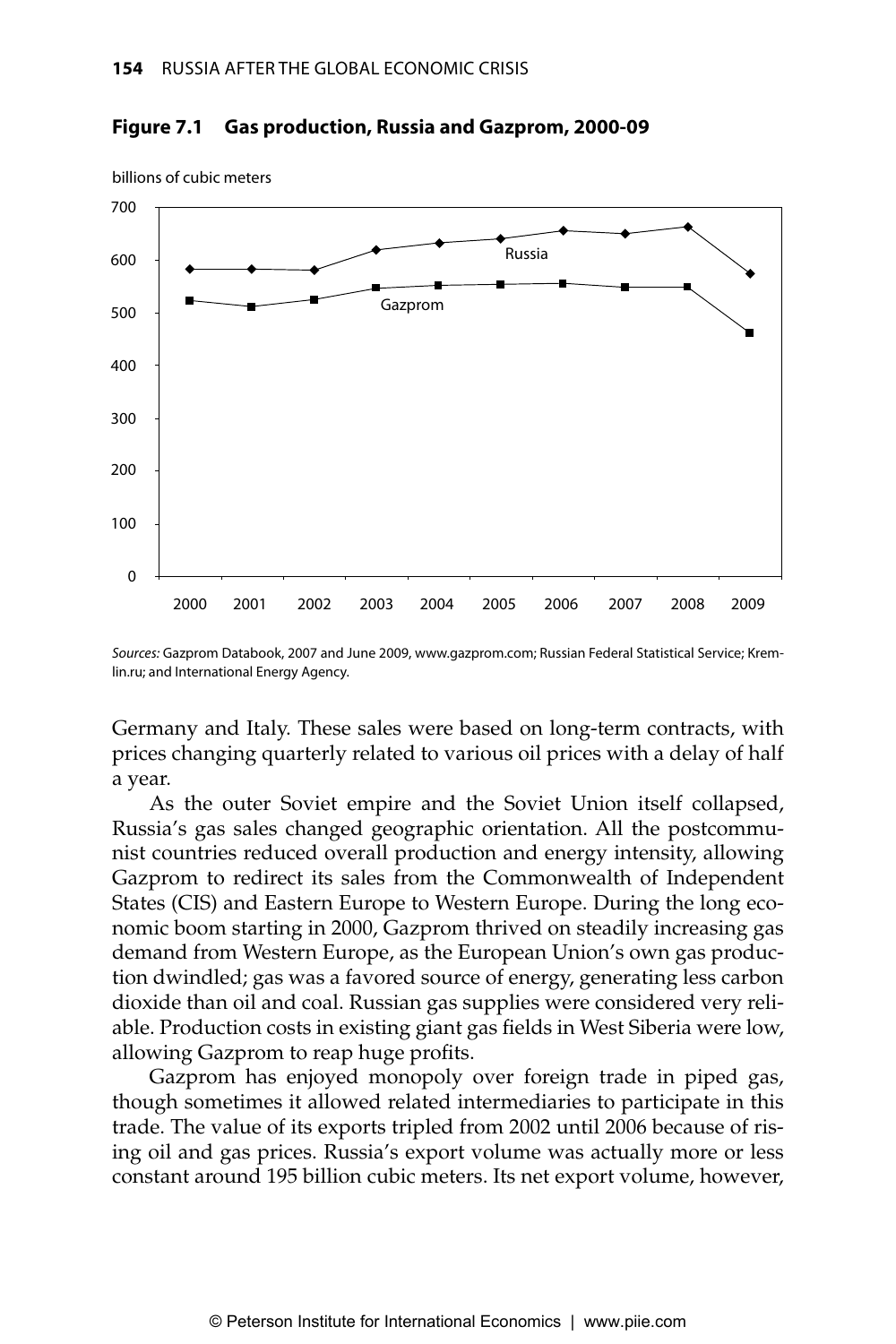**Figure 7.1 Gas production, Russia and Gazprom, 2000-09**

*Sources:* Gazprom Databook, 2007 and June 2009, www.gazprom.com; Russian Federal Statistical Service; Kremlin.ru; and International Energy Agency.

Germany and Italy. These sales were based on long-term contracts, with prices changing quarterly related to various oil prices with a delay of half a year.

As the outer Soviet empire and the Soviet Union itself collapsed, Russia's gas sales changed geographic orientation. All the postcommunist countries reduced overall production and energy intensity, allowing Gazprom to redirect its sales from the Commonwealth of Independent States (CIS) and Eastern Europe to Western Europe. During the long economic boom starting in 2000, Gazprom thrived on steadily increasing gas demand from Western Europe, as the European Union's own gas production dwindled; gas was a favored source of energy, generating less carbon dioxide than oil and coal. Russian gas supplies were considered very reliable. Production costs in existing giant gas fields in West Siberia were low, allowing Gazprom to reap huge profits.

Gazprom has enjoyed monopoly over foreign trade in piped gas, though sometimes it allowed related intermediaries to participate in this trade. The value of its exports tripled from 2002 until 2006 because of rising oil and gas prices. Russia's export volume was actually more or less constant around 195 billion cubic meters. Its net export volume, however,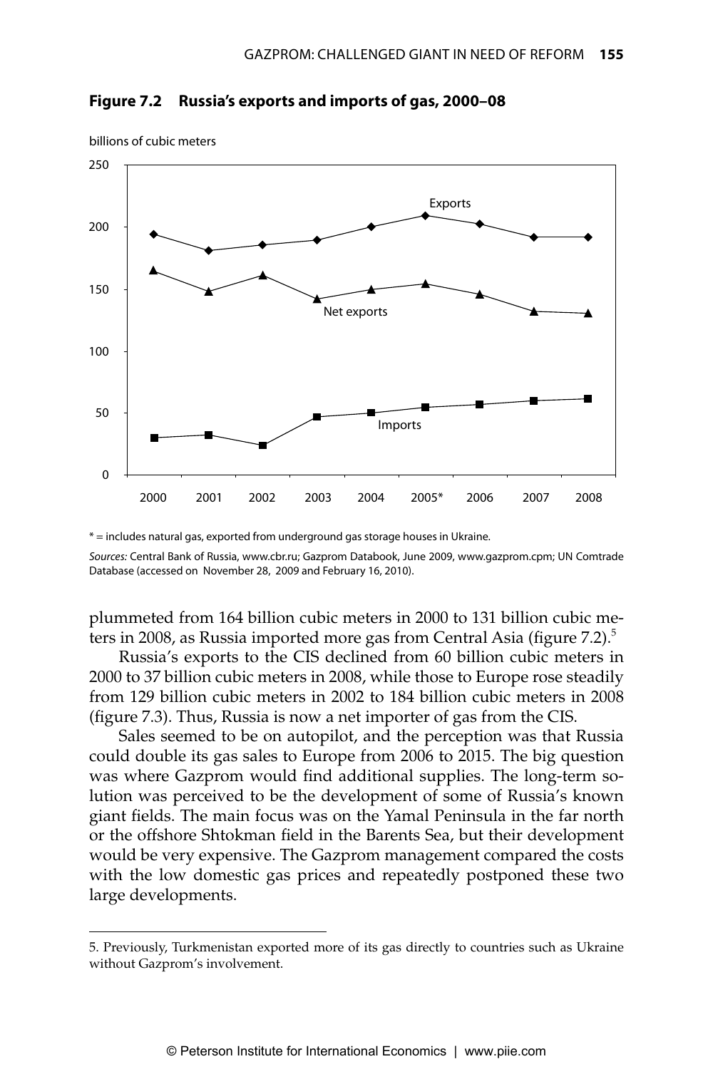**Figure 7.2 Russia's exports and imports of gas, 2000–08**

\* = includes natural gas, exported from underground gas storage houses in Ukraine.

*Sources:* Central Bank of Russia, www.cbr.ru; Gazprom Databook, June 2009, www.gazprom.cpm; UN Comtrade Database (accessed on November 28, 2009 and February 16, 2010).

plummeted from 164 billion cubic meters in 2000 to 131 billion cubic meters in 2008, as Russia imported more gas from Central Asia (figure 7.2).[5]

Russia's exports to the CIS declined from 60 billion cubic meters in 2000 to 37 billion cubic meters in 2008, while those to Europe rose steadily from 129 billion cubic meters in 2002 to 184 billion cubic meters in 2008 (figure 7.3). Thus, Russia is now a net importer of gas from the CIS.

Sales seemed to be on autopilot, and the perception was that Russia could double its gas sales to Europe from 2006 to 2015. The big question was where Gazprom would find additional supplies. The long-term solution was perceived to be the development of some of Russia's known giant fields. The main focus was on the Yamal Peninsula in the far north or the offshore Shtokman field in the Barents Sea, but their development would be very expensive. The Gazprom management compared the costs with the low domestic gas prices and repeatedly postponed these two large developments.

---

5. Previously, Turkmenistan exported more of its gas directly to countries such as Ukraine without Gazprom's involvement.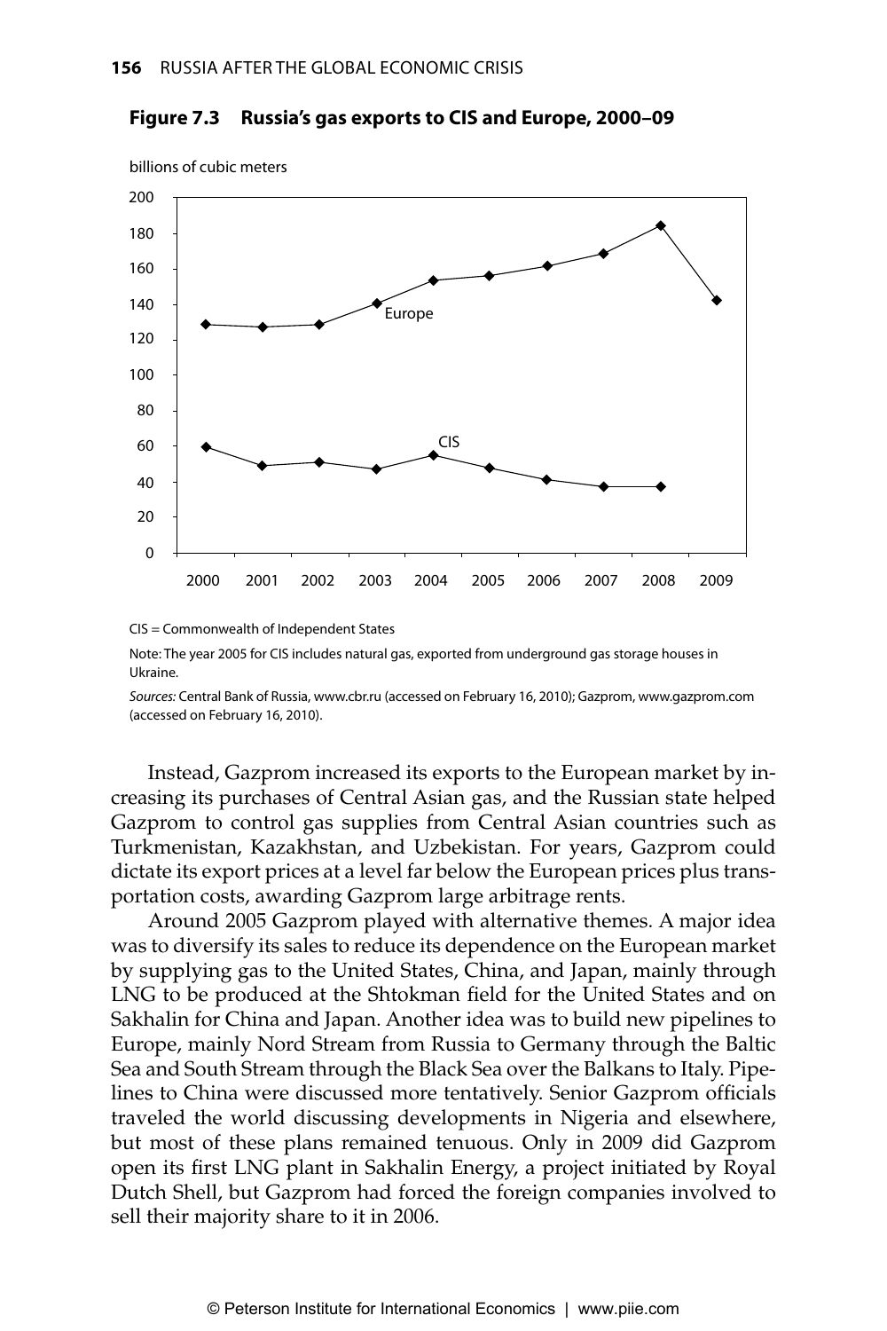**Figure 7.3 Russia's gas exports to CIS and Europe, 2000–09**

CIS = Commonwealth of Independent States

Note: The year 2005 for CIS includes natural gas, exported from underground gas storage houses in Ukraine.

*Sources:* Central Bank of Russia, www.cbr.ru (accessed on February 16, 2010); Gazprom, www.gazprom.com (accessed on February 16, 2010).

Instead, Gazprom increased its exports to the European market by increasing its purchases of Central Asian gas, and the Russian state helped Gazprom to control gas supplies from Central Asian countries such as Turkmenistan, Kazakhstan, and Uzbekistan. For years, Gazprom could dictate its export prices at a level far below the European prices plus transportation costs, awarding Gazprom large arbitrage rents.

Around 2005 Gazprom played with alternative themes. A major idea was to diversify its sales to reduce its dependence on the European market by supplying gas to the United States, China, and Japan, mainly through LNG to be produced at the Shtokman field for the United States and on Sakhalin for China and Japan. Another idea was to build new pipelines to Europe, mainly Nord Stream from Russia to Germany through the Baltic Sea and South Stream through the Black Sea over the Balkans to Italy. Pipelines to China were discussed more tentatively. Senior Gazprom officials traveled the world discussing developments in Nigeria and elsewhere, but most of these plans remained tenuous. Only in 2009 did Gazprom open its first LNG plant in Sakhalin Energy, a project initiated by Royal Dutch Shell, but Gazprom had forced the foreign companies involved to sell their majority share to it in 2006.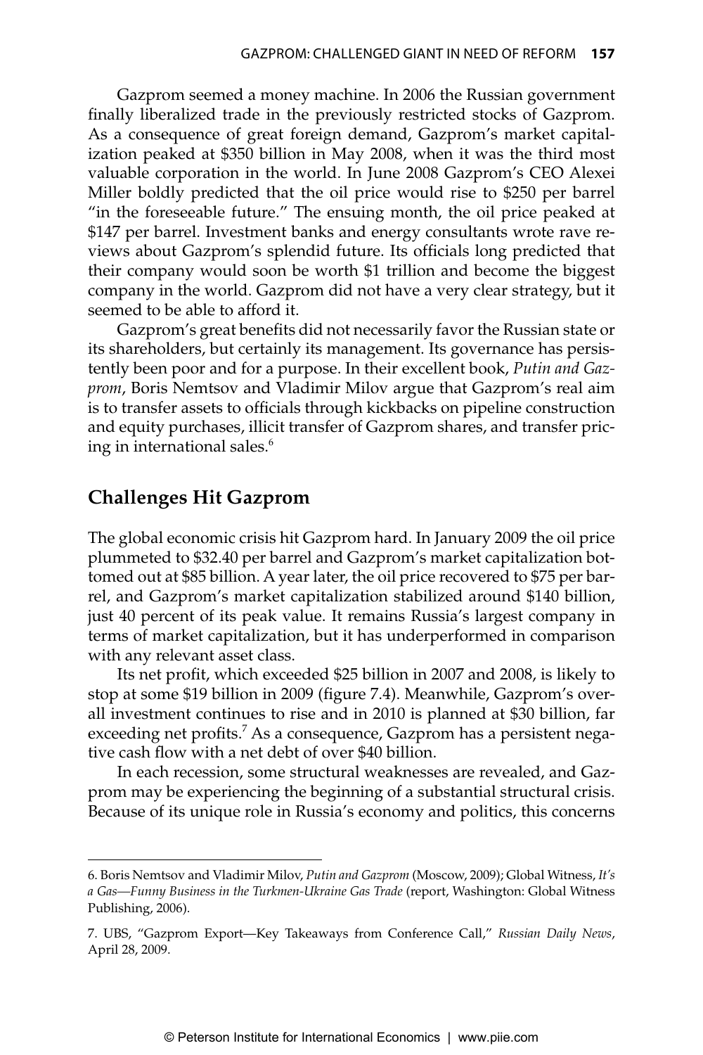Gazprom seemed a money machine. In 2006 the Russian government finally liberalized trade in the previously restricted stocks of Gazprom. As a consequence of great foreign demand, Gazprom's market capitalization peaked at $350 billion in May 2008, when it was the third most valuable corporation in the world. In June 2008 Gazprom's CEO Alexei Miller boldly predicted that the oil price would rise to $250 per barrel "in the foreseeable future." The ensuing month, the oil price peaked at $147 per barrel. Investment banks and energy consultants wrote rave reviews about Gazprom's splendid future. Its officials long predicted that their company would soon be worth $1 trillion and become the biggest company in the world. Gazprom did not have a very clear strategy, but it seemed to be able to afford it.

Gazprom's great benefits did not necessarily favor the Russian state or its shareholders, but certainly its management. Its governance has persistently been poor and for a purpose. In their excellent book, *Putin and Gazprom*, Boris Nemtsov and Vladimir Milov argue that Gazprom's real aim is to transfer assets to officials through kickbacks on pipeline construction and equity purchases, illicit transfer of Gazprom shares, and transfer pricing in international sales.[6]

## Challenges Hit Gazprom

The global economic crisis hit Gazprom hard. In January 2009 the oil price plummeted to $32.40 per barrel and Gazprom's market capitalization bottomed out at $85 billion. A year later, the oil price recovered to $75 per barrel, and Gazprom's market capitalization stabilized around $140 billion, just 40 percent of its peak value. It remains Russia's largest company in terms of market capitalization, but it has underperformed in comparison with any relevant asset class.

Its net profit, which exceeded $25 billion in 2007 and 2008, is likely to stop at some $19 billion in 2009 (figure 7.4). Meanwhile, Gazprom's overall investment continues to rise and in 2010 is planned at $30 billion, far exceeding net profits.[7] As a consequence, Gazprom has a persistent negative cash flow with a net debt of over $40 billion.

In each recession, some structural weaknesses are revealed, and Gazprom may be experiencing the beginning of a substantial structural crisis. Because of its unique role in Russia's economy and politics, this concerns

6. Boris Nemtsov and Vladimir Milov, *Putin and Gazprom* (Moscow, 2009); Global Witness, *It's a Gas—Funny Business in the Turkmen-Ukraine Gas Trade* (report, Washington: Global Witness Publishing, 2006).

7. UBS, "Gazprom Export—Key Takeaways from Conference Call," *Russian Daily News*, April 28, 2009.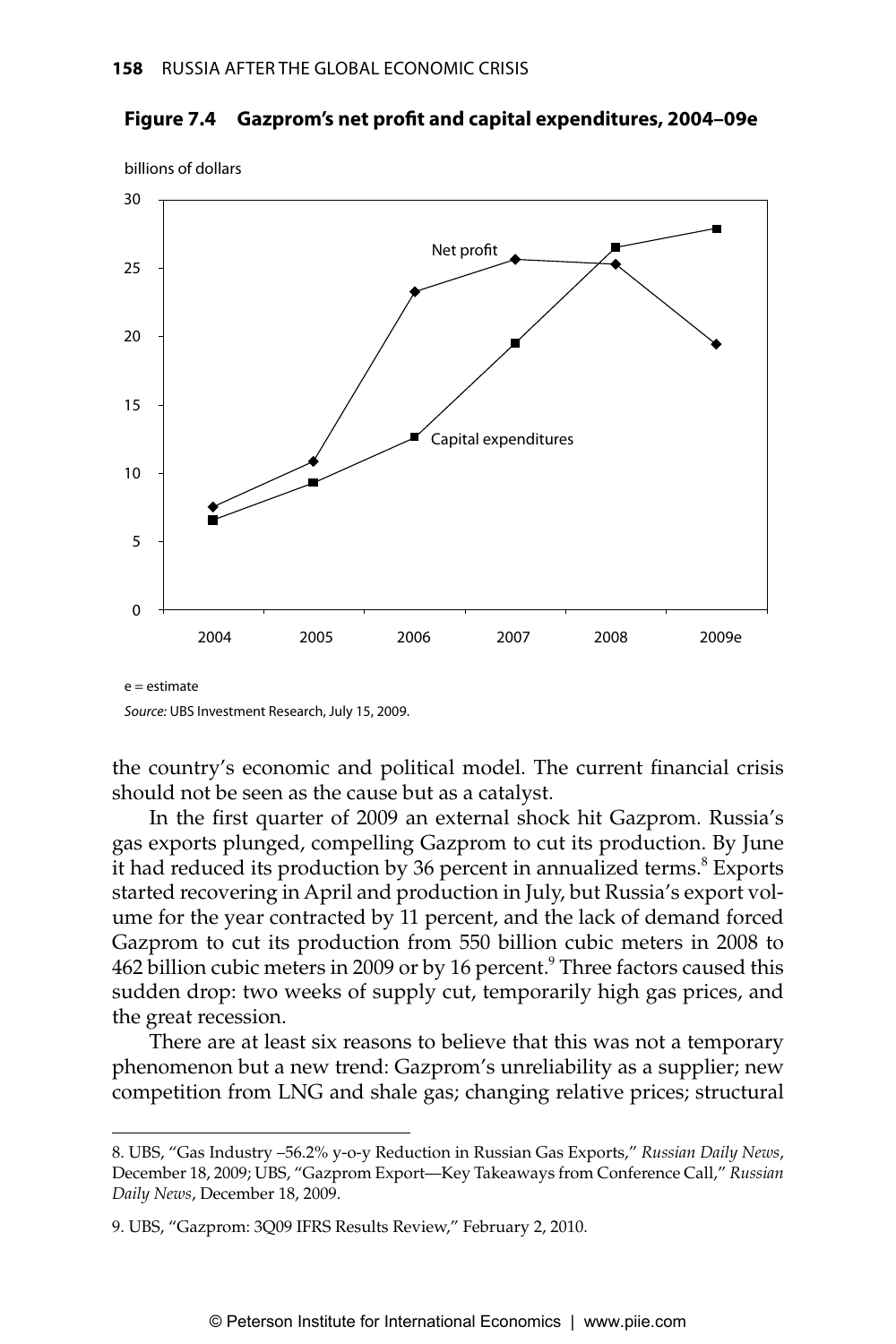**Figure 7.4 Gazprom's net profit and capital expenditures, 2004–09e**

e = estimate

*Source:* UBS Investment Research, July 15, 2009.

the country's economic and political model. The current financial crisis should not be seen as the cause but as a catalyst.

In the first quarter of 2009 an external shock hit Gazprom. Russia's gas exports plunged, compelling Gazprom to cut its production. By June it had reduced its production by 36 percent in annualized terms.[8] Exports started recovering in April and production in July, but Russia's export volume for the year contracted by 11 percent, and the lack of demand forced Gazprom to cut its production from 550 billion cubic meters in 2008 to 462 billion cubic meters in 2009 or by 16 percent.[9] Three factors caused this sudden drop: two weeks of supply cut, temporarily high gas prices, and the great recession.

There are at least six reasons to believe that this was not a temporary phenomenon but a new trend: Gazprom's unreliability as a supplier; new competition from LNG and shale gas; changing relative prices; structural

8. UBS, "Gas Industry –56.2% y-o-y Reduction in Russian Gas Exports," *Russian Daily News*, December 18, 2009; UBS, "Gazprom Export—Key Takeaways from Conference Call," *Russian Daily News*, December 18, 2009.

9. UBS, "Gazprom: 3Q09 IFRS Results Review," February 2, 2010.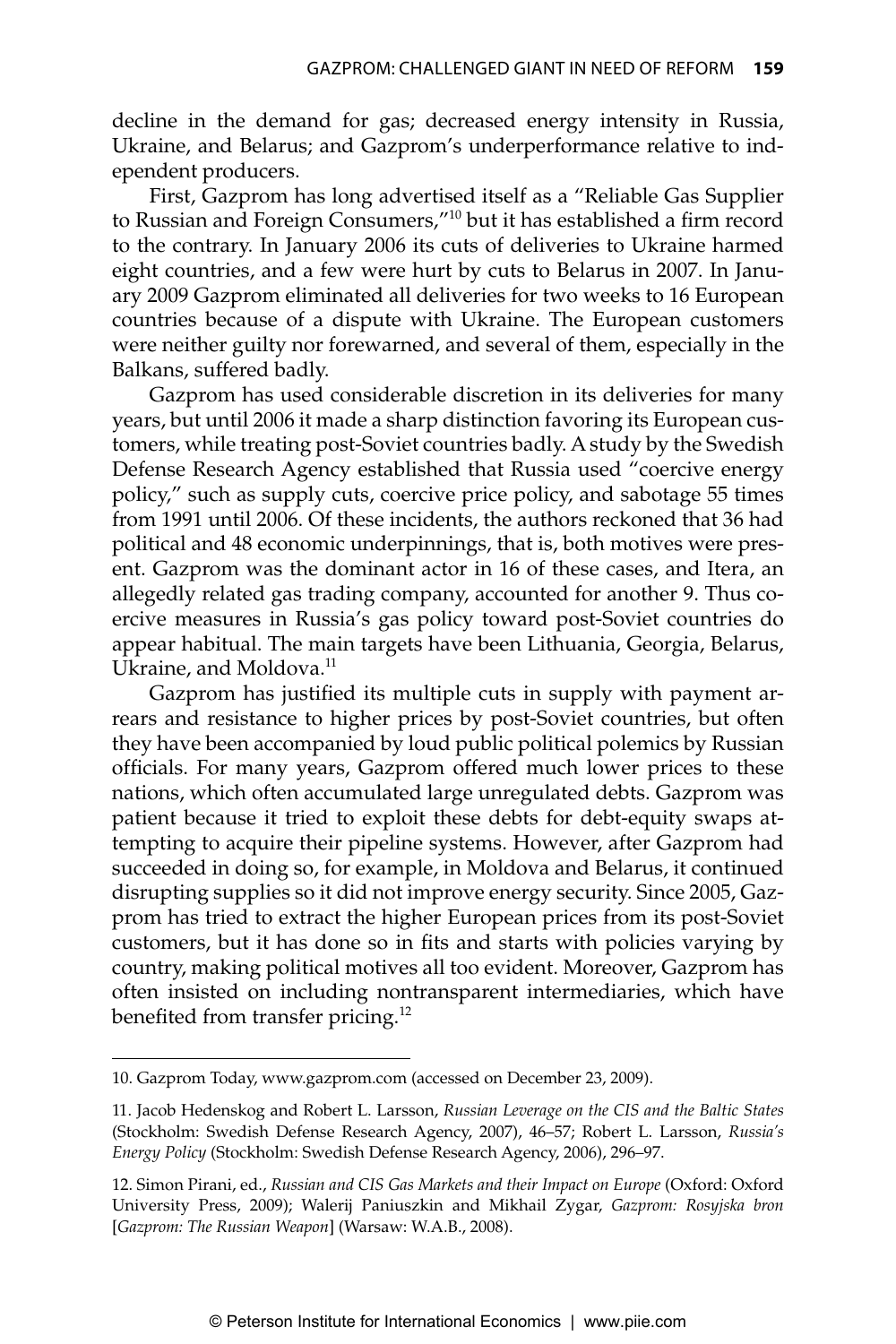decline in the demand for gas; decreased energy intensity in Russia, Ukraine, and Belarus; and Gazprom's underperformance relative to independent producers.

First, Gazprom has long advertised itself as a "Reliable Gas Supplier to Russian and Foreign Consumers,"[10] but it has established a firm record to the contrary. In January 2006 its cuts of deliveries to Ukraine harmed eight countries, and a few were hurt by cuts to Belarus in 2007. In January 2009 Gazprom eliminated all deliveries for two weeks to 16 European countries because of a dispute with Ukraine. The European customers were neither guilty nor forewarned, and several of them, especially in the Balkans, suffered badly.

Gazprom has used considerable discretion in its deliveries for many years, but until 2006 it made a sharp distinction favoring its European customers, while treating post-Soviet countries badly. A study by the Swedish Defense Research Agency established that Russia used "coercive energy policy," such as supply cuts, coercive price policy, and sabotage 55 times from 1991 until 2006. Of these incidents, the authors reckoned that 36 had political and 48 economic underpinnings, that is, both motives were present. Gazprom was the dominant actor in 16 of these cases, and Itera, an allegedly related gas trading company, accounted for another 9. Thus coercive measures in Russia's gas policy toward post-Soviet countries do appear habitual. The main targets have been Lithuania, Georgia, Belarus, Ukraine, and Moldova.[11]

Gazprom has justified its multiple cuts in supply with payment arrears and resistance to higher prices by post-Soviet countries, but often they have been accompanied by loud public political polemics by Russian officials. For many years, Gazprom offered much lower prices to these nations, which often accumulated large unregulated debts. Gazprom was patient because it tried to exploit these debts for debt-equity swaps attempting to acquire their pipeline systems. However, after Gazprom had succeeded in doing so, for example, in Moldova and Belarus, it continued disrupting supplies so it did not improve energy security. Since 2005, Gazprom has tried to extract the higher European prices from its post-Soviet customers, but it has done so in fits and starts with policies varying by country, making political motives all too evident. Moreover, Gazprom has often insisted on including nontransparent intermediaries, which have benefited from transfer pricing.[12]

---

10. Gazprom Today, www.gazprom.com (accessed on December 23, 2009).

11. Jacob Hedenskog and Robert L. Larsson, *Russian Leverage on the CIS and the Baltic States* (Stockholm: Swedish Defense Research Agency, 2007), 46–57; Robert L. Larsson, *Russia's Energy Policy* (Stockholm: Swedish Defense Research Agency, 2006), 296–97.

12. Simon Pirani, ed., *Russian and CIS Gas Markets and their Impact on Europe* (Oxford: Oxford University Press, 2009); Walerij Paniuszkin and Mikhail Zygar, *Gazprom: Rosyjska bron* [*Gazprom: The Russian Weapon*] (Warsaw: W.A.B., 2008).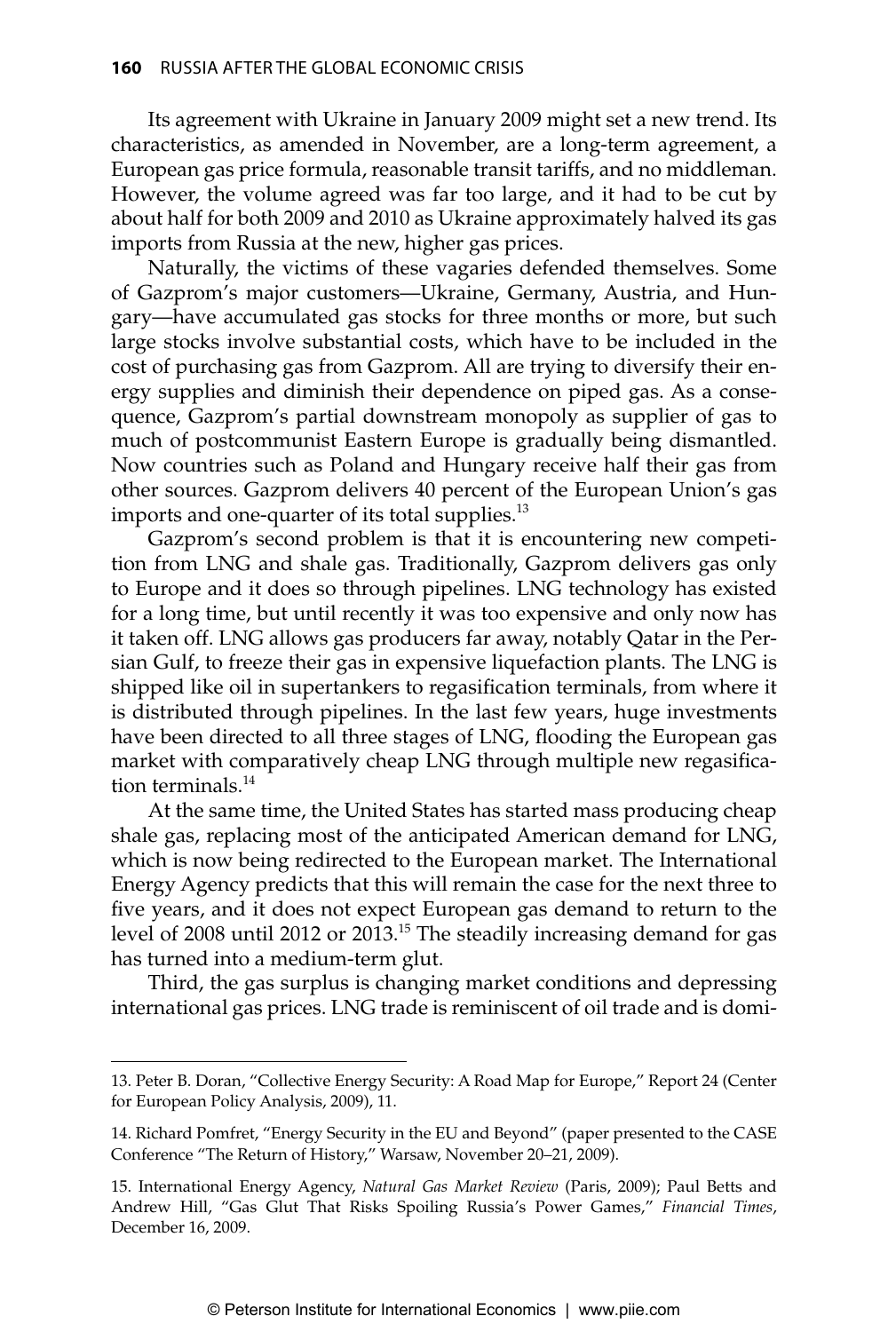Its agreement with Ukraine in January 2009 might set a new trend. Its characteristics, as amended in November, are a long-term agreement, a European gas price formula, reasonable transit tariffs, and no middleman. However, the volume agreed was far too large, and it had to be cut by about half for both 2009 and 2010 as Ukraine approximately halved its gas imports from Russia at the new, higher gas prices.

Naturally, the victims of these vagaries defended themselves. Some of Gazprom's major customers—Ukraine, Germany, Austria, and Hungary—have accumulated gas stocks for three months or more, but such large stocks involve substantial costs, which have to be included in the cost of purchasing gas from Gazprom. All are trying to diversify their energy supplies and diminish their dependence on piped gas. As a consequence, Gazprom's partial downstream monopoly as supplier of gas to much of postcommunist Eastern Europe is gradually being dismantled. Now countries such as Poland and Hungary receive half their gas from other sources. Gazprom delivers 40 percent of the European Union's gas imports and one-quarter of its total supplies.[13]

Gazprom's second problem is that it is encountering new competition from LNG and shale gas. Traditionally, Gazprom delivers gas only to Europe and it does so through pipelines. LNG technology has existed for a long time, but until recently it was too expensive and only now has it taken off. LNG allows gas producers far away, notably Qatar in the Persian Gulf, to freeze their gas in expensive liquefaction plants. The LNG is shipped like oil in supertankers to regasification terminals, from where it is distributed through pipelines. In the last few years, huge investments have been directed to all three stages of LNG, flooding the European gas market with comparatively cheap LNG through multiple new regasification terminals.[14]

At the same time, the United States has started mass producing cheap shale gas, replacing most of the anticipated American demand for LNG, which is now being redirected to the European market. The International Energy Agency predicts that this will remain the case for the next three to five years, and it does not expect European gas demand to return to the level of 2008 until 2012 or 2013.[15] The steadily increasing demand for gas has turned into a medium-term glut.

Third, the gas surplus is changing market conditions and depressing international gas prices. LNG trade is reminiscent of oil trade and is domi-

---

13. Peter B. Doran, "Collective Energy Security: A Road Map for Europe," Report 24 (Center for European Policy Analysis, 2009), 11.

14. Richard Pomfret, "Energy Security in the EU and Beyond" (paper presented to the CASE Conference "The Return of History," Warsaw, November 20–21, 2009).

15. International Energy Agency, *Natural Gas Market Review* (Paris, 2009); Paul Betts and Andrew Hill, "Gas Glut That Risks Spoiling Russia's Power Games," *Financial Times*, December 16, 2009.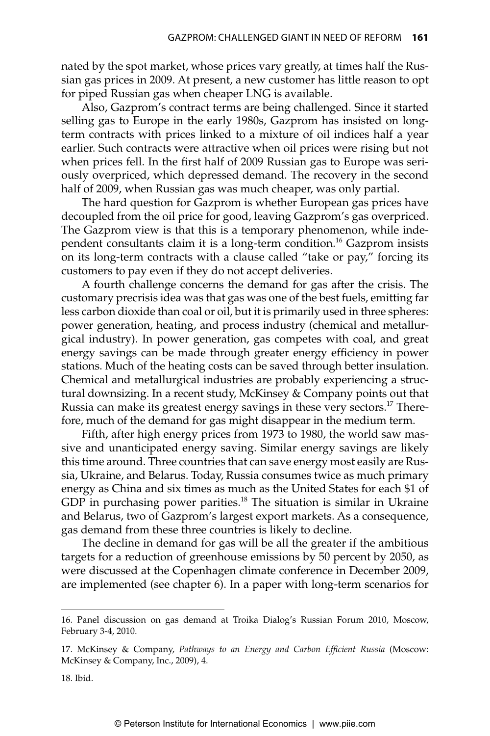nated by the spot market, whose prices vary greatly, at times half the Russian gas prices in 2009. At present, a new customer has little reason to opt for piped Russian gas when cheaper LNG is available.

Also, Gazprom's contract terms are being challenged. Since it started selling gas to Europe in the early 1980s, Gazprom has insisted on long-term contracts with prices linked to a mixture of oil indices half a year earlier. Such contracts were attractive when oil prices were rising but not when prices fell. In the first half of 2009 Russian gas to Europe was seriously overpriced, which depressed demand. The recovery in the second half of 2009, when Russian gas was much cheaper, was only partial.

The hard question for Gazprom is whether European gas prices have decoupled from the oil price for good, leaving Gazprom's gas overpriced. The Gazprom view is that this is a temporary phenomenon, while independent consultants claim it is a long-term condition.[16] Gazprom insists on its long-term contracts with a clause called "take or pay," forcing its customers to pay even if they do not accept deliveries.

A fourth challenge concerns the demand for gas after the crisis. The customary precrisis idea was that gas was one of the best fuels, emitting far less carbon dioxide than coal or oil, but it is primarily used in three spheres: power generation, heating, and process industry (chemical and metallurgical industry). In power generation, gas competes with coal, and great energy savings can be made through greater energy efficiency in power stations. Much of the heating costs can be saved through better insulation. Chemical and metallurgical industries are probably experiencing a structural downsizing. In a recent study, McKinsey & Company points out that Russia can make its greatest energy savings in these very sectors.[17] Therefore, much of the demand for gas might disappear in the medium term.

Fifth, after high energy prices from 1973 to 1980, the world saw massive and unanticipated energy saving. Similar energy savings are likely this time around. Three countries that can save energy most easily are Russia, Ukraine, and Belarus. Today, Russia consumes twice as much primary energy as China and six times as much as the United States for each $1 of GDP in purchasing power parities.[18] The situation is similar in Ukraine and Belarus, two of Gazprom's largest export markets. As a consequence, gas demand from these three countries is likely to decline.

The decline in demand for gas will be all the greater if the ambitious targets for a reduction of greenhouse emissions by 50 percent by 2050, as were discussed at the Copenhagen climate conference in December 2009, are implemented (see chapter 6). In a paper with long-term scenarios for

16. Panel discussion on gas demand at Troika Dialog's Russian Forum 2010, Moscow, February 3-4, 2010.

17. McKinsey & Company, *Pathways to an Energy and Carbon Efficient Russia* (Moscow: McKinsey & Company, Inc., 2009), 4.

18. Ibid.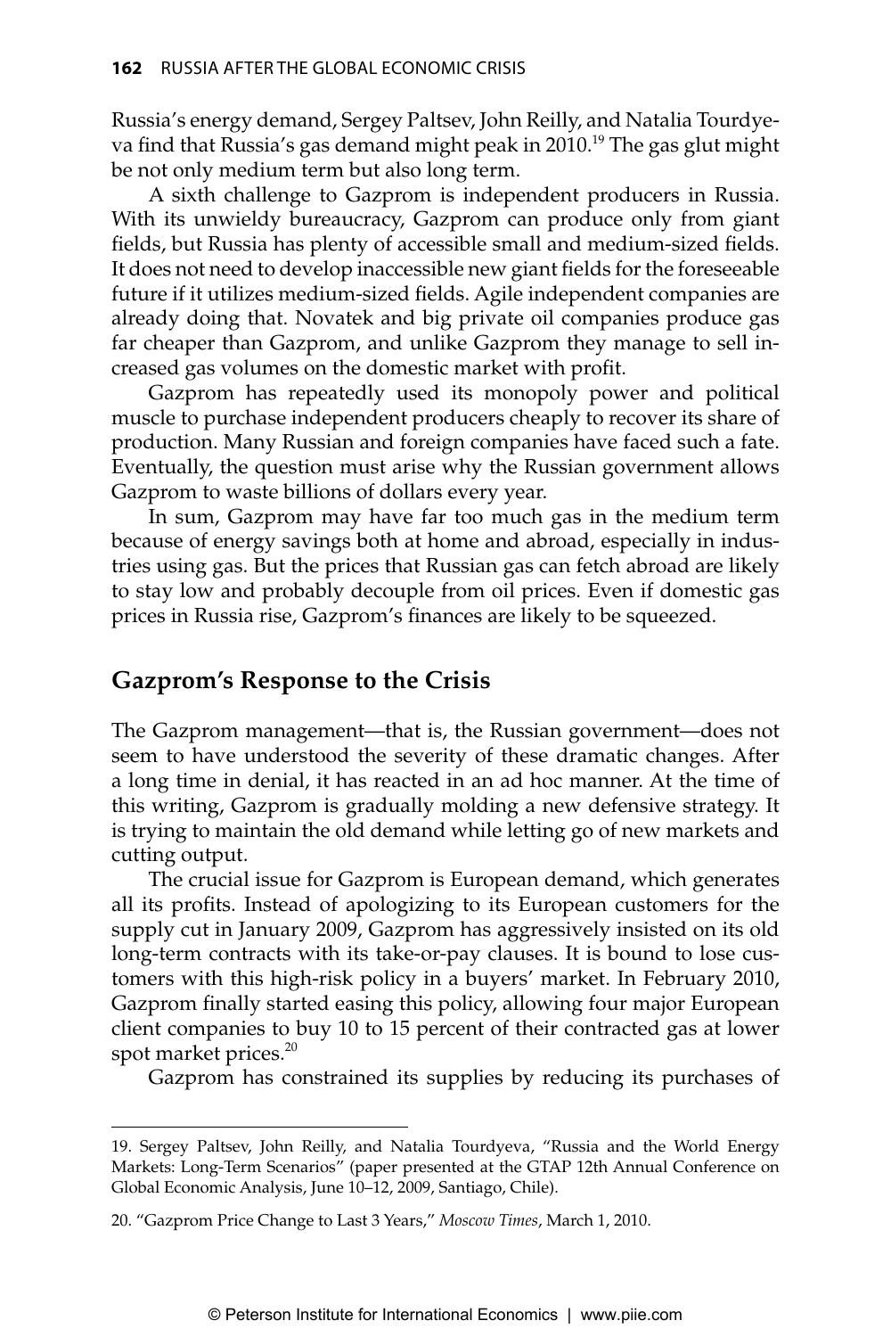Russia's energy demand, Sergey Paltsev, John Reilly, and Natalia Tourdyeva find that Russia's gas demand might peak in 2010.[19] The gas glut might be not only medium term but also long term.

A sixth challenge to Gazprom is independent producers in Russia. With its unwieldy bureaucracy, Gazprom can produce only from giant fields, but Russia has plenty of accessible small and medium-sized fields. It does not need to develop inaccessible new giant fields for the foreseeable future if it utilizes medium-sized fields. Agile independent companies are already doing that. Novatek and big private oil companies produce gas far cheaper than Gazprom, and unlike Gazprom they manage to sell increased gas volumes on the domestic market with profit.

Gazprom has repeatedly used its monopoly power and political muscle to purchase independent producers cheaply to recover its share of production. Many Russian and foreign companies have faced such a fate. Eventually, the question must arise why the Russian government allows Gazprom to waste billions of dollars every year.

In sum, Gazprom may have far too much gas in the medium term because of energy savings both at home and abroad, especially in industries using gas. But the prices that Russian gas can fetch abroad are likely to stay low and probably decouple from oil prices. Even if domestic gas prices in Russia rise, Gazprom's finances are likely to be squeezed.

## Gazprom's Response to the Crisis

The Gazprom management—that is, the Russian government—does not seem to have understood the severity of these dramatic changes. After a long time in denial, it has reacted in an ad hoc manner. At the time of this writing, Gazprom is gradually molding a new defensive strategy. It is trying to maintain the old demand while letting go of new markets and cutting output.

The crucial issue for Gazprom is European demand, which generates all its profits. Instead of apologizing to its European customers for the supply cut in January 2009, Gazprom has aggressively insisted on its old long-term contracts with its take-or-pay clauses. It is bound to lose customers with this high-risk policy in a buyers' market. In February 2010, Gazprom finally started easing this policy, allowing four major European client companies to buy 10 to 15 percent of their contracted gas at lower spot market prices.[20]

Gazprom has constrained its supplies by reducing its purchases of

---

19. Sergey Paltsev, John Reilly, and Natalia Tourdyeva, "Russia and the World Energy Markets: Long-Term Scenarios" (paper presented at the GTAP 12th Annual Conference on Global Economic Analysis, June 10–12, 2009, Santiago, Chile).

20. "Gazprom Price Change to Last 3 Years," *Moscow Times*, March 1, 2010.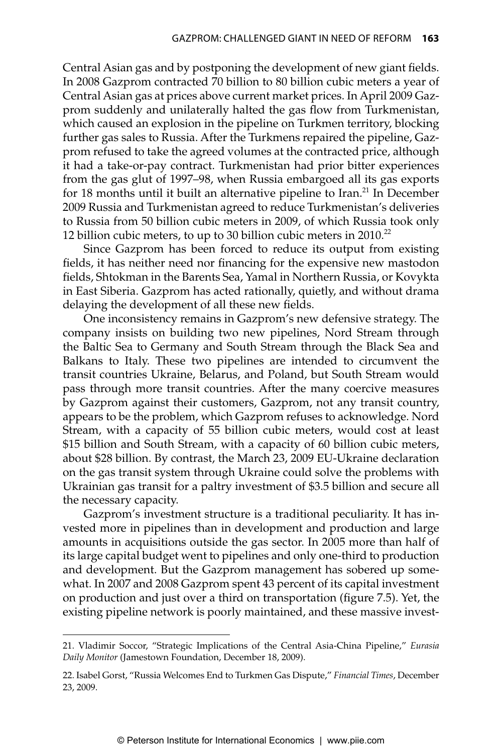Central Asian gas and by postponing the development of new giant fields. In 2008 Gazprom contracted 70 billion to 80 billion cubic meters a year of Central Asian gas at prices above current market prices. In April 2009 Gazprom suddenly and unilaterally halted the gas flow from Turkmenistan, which caused an explosion in the pipeline on Turkmen territory, blocking further gas sales to Russia. After the Turkmens repaired the pipeline, Gazprom refused to take the agreed volumes at the contracted price, although it had a take-or-pay contract. Turkmenistan had prior bitter experiences from the gas glut of 1997–98, when Russia embargoed all its gas exports for 18 months until it built an alternative pipeline to Iran.[21] In December 2009 Russia and Turkmenistan agreed to reduce Turkmenistan's deliveries to Russia from 50 billion cubic meters in 2009, of which Russia took only 12 billion cubic meters, to up to 30 billion cubic meters in 2010.[22]

Since Gazprom has been forced to reduce its output from existing fields, it has neither need nor financing for the expensive new mastodon fields, Shtokman in the Barents Sea, Yamal in Northern Russia, or Kovykta in East Siberia. Gazprom has acted rationally, quietly, and without drama delaying the development of all these new fields.

One inconsistency remains in Gazprom's new defensive strategy. The company insists on building two new pipelines, Nord Stream through the Baltic Sea to Germany and South Stream through the Black Sea and Balkans to Italy. These two pipelines are intended to circumvent the transit countries Ukraine, Belarus, and Poland, but South Stream would pass through more transit countries. After the many coercive measures by Gazprom against their customers, Gazprom, not any transit country, appears to be the problem, which Gazprom refuses to acknowledge. Nord Stream, with a capacity of 55 billion cubic meters, would cost at least \$15 billion and South Stream, with a capacity of 60 billion cubic meters, about \$28 billion. By contrast, the March 23, 2009 EU-Ukraine declaration on the gas transit system through Ukraine could solve the problems with Ukrainian gas transit for a paltry investment of \$3.5 billion and secure all the necessary capacity.

Gazprom's investment structure is a traditional peculiarity. It has invested more in pipelines than in development and production and large amounts in acquisitions outside the gas sector. In 2005 more than half of its large capital budget went to pipelines and only one-third to production and development. But the Gazprom management has sobered up somewhat. In 2007 and 2008 Gazprom spent 43 percent of its capital investment on production and just over a third on transportation (figure 7.5). Yet, the existing pipeline network is poorly maintained, and these massive invest-

21. Vladimir Soccor, "Strategic Implications of the Central Asia-China Pipeline," *Eurasia Daily Monitor* (Jamestown Foundation, December 18, 2009).

22. Isabel Gorst, "Russia Welcomes End to Turkmen Gas Dispute," *Financial Times*, December 23, 2009.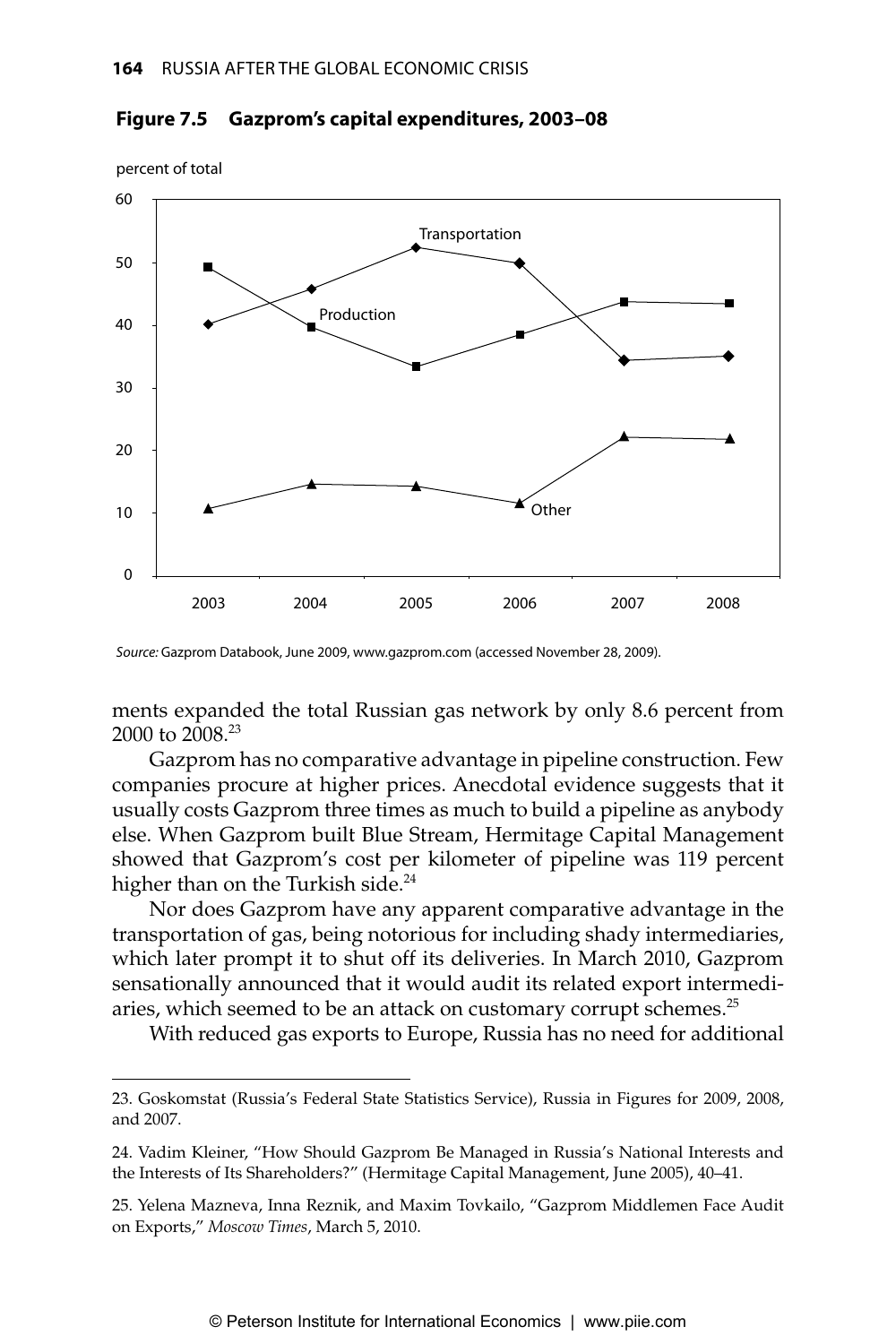**Figure 7.5 Gazprom's capital expenditures, 2003–08**

percent of total

| Year | Transportation | Production | Other |
|---|---|---|---|
| 2003 | 40 | 49 | 11 |
| 2004 | 46 | 40 | 15 |
| 2005 | 52 | 33 | 14 |
| 2006 | 50 | 39 | 12 |
| 2007 | 34 | 44 | 22 |
| 2008 | 35 | 43 | 22 |

*Source:* Gazprom Databook, June 2009, www.gazprom.com (accessed November 28, 2009).

ments expanded the total Russian gas network by only 8.6 percent from 2000 to 2008.[23]

Gazprom has no comparative advantage in pipeline construction. Few companies procure at higher prices. Anecdotal evidence suggests that it usually costs Gazprom three times as much to build a pipeline as anybody else. When Gazprom built Blue Stream, Hermitage Capital Management showed that Gazprom's cost per kilometer of pipeline was 119 percent higher than on the Turkish side.[24]

Nor does Gazprom have any apparent comparative advantage in the transportation of gas, being notorious for including shady intermediaries, which later prompt it to shut off its deliveries. In March 2010, Gazprom sensationally announced that it would audit its related export intermediaries, which seemed to be an attack on customary corrupt schemes.[25]

With reduced gas exports to Europe, Russia has no need for additional

23. Goskomstat (Russia's Federal State Statistics Service), Russia in Figures for 2009, 2008, and 2007.

24. Vadim Kleiner, "How Should Gazprom Be Managed in Russia's National Interests and the Interests of Its Shareholders?" (Hermitage Capital Management, June 2005), 40–41.

25. Yelena Mazneva, Inna Reznik, and Maxim Tovkailo, "Gazprom Middlemen Face Audit on Exports," *Moscow Times*, March 5, 2010.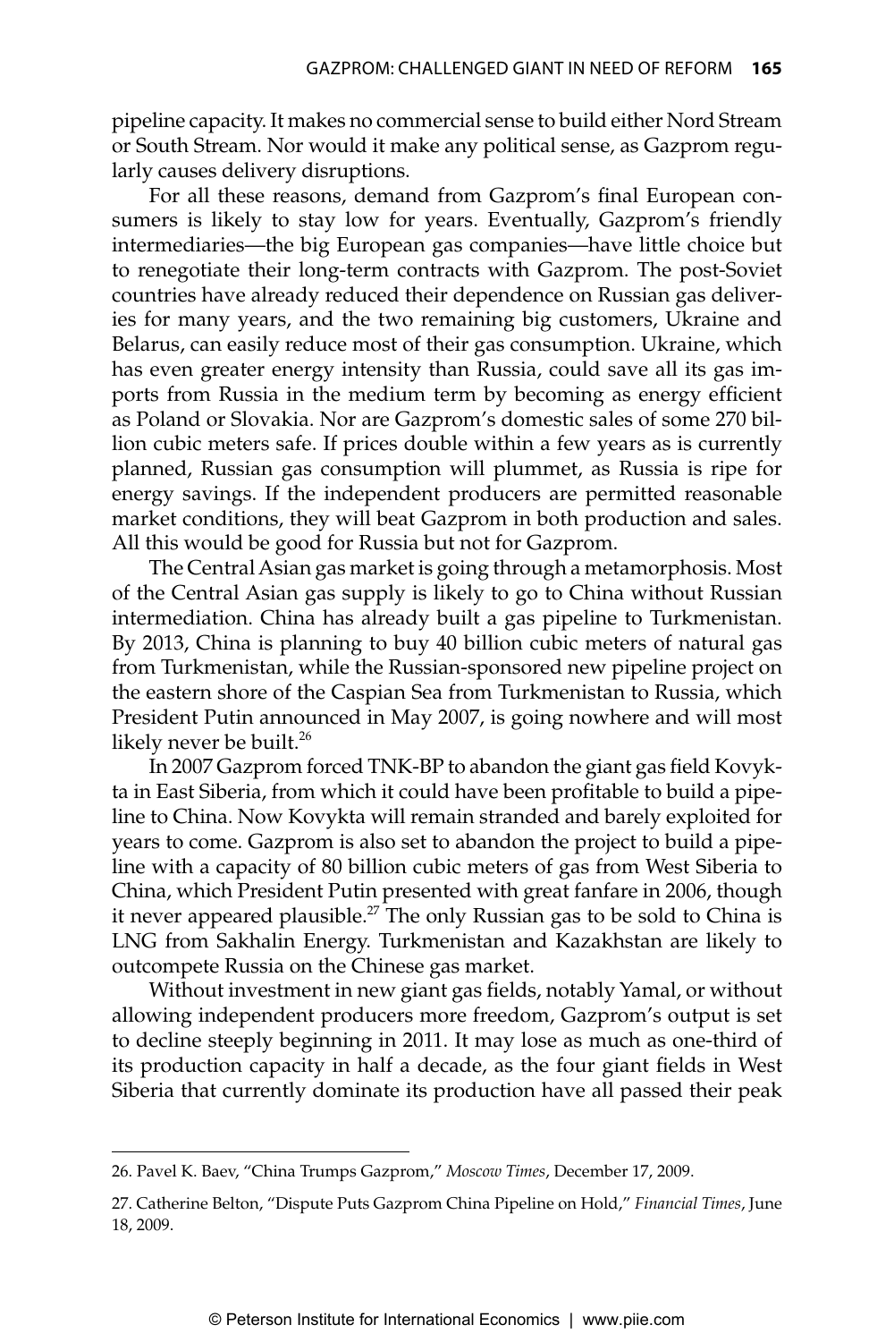pipeline capacity. It makes no commercial sense to build either Nord Stream or South Stream. Nor would it make any political sense, as Gazprom regularly causes delivery disruptions.

For all these reasons, demand from Gazprom's final European consumers is likely to stay low for years. Eventually, Gazprom's friendly intermediaries—the big European gas companies—have little choice but to renegotiate their long-term contracts with Gazprom. The post-Soviet countries have already reduced their dependence on Russian gas deliveries for many years, and the two remaining big customers, Ukraine and Belarus, can easily reduce most of their gas consumption. Ukraine, which has even greater energy intensity than Russia, could save all its gas imports from Russia in the medium term by becoming as energy efficient as Poland or Slovakia. Nor are Gazprom's domestic sales of some 270 billion cubic meters safe. If prices double within a few years as is currently planned, Russian gas consumption will plummet, as Russia is ripe for energy savings. If the independent producers are permitted reasonable market conditions, they will beat Gazprom in both production and sales. All this would be good for Russia but not for Gazprom.

The Central Asian gas market is going through a metamorphosis. Most of the Central Asian gas supply is likely to go to China without Russian intermediation. China has already built a gas pipeline to Turkmenistan. By 2013, China is planning to buy 40 billion cubic meters of natural gas from Turkmenistan, while the Russian-sponsored new pipeline project on the eastern shore of the Caspian Sea from Turkmenistan to Russia, which President Putin announced in May 2007, is going nowhere and will most likely never be built.[26]

In 2007 Gazprom forced TNK-BP to abandon the giant gas field Kovykta in East Siberia, from which it could have been profitable to build a pipeline to China. Now Kovykta will remain stranded and barely exploited for years to come. Gazprom is also set to abandon the project to build a pipeline with a capacity of 80 billion cubic meters of gas from West Siberia to China, which President Putin presented with great fanfare in 2006, though it never appeared plausible.[27] The only Russian gas to be sold to China is LNG from Sakhalin Energy. Turkmenistan and Kazakhstan are likely to outcompete Russia on the Chinese gas market.

Without investment in new giant gas fields, notably Yamal, or without allowing independent producers more freedom, Gazprom's output is set to decline steeply beginning in 2011. It may lose as much as one-third of its production capacity in half a decade, as the four giant fields in West Siberia that currently dominate its production have all passed their peak

---

26. Pavel K. Baev, "China Trumps Gazprom," *Moscow Times*, December 17, 2009.

27. Catherine Belton, "Dispute Puts Gazprom China Pipeline on Hold," *Financial Times*, June 18, 2009.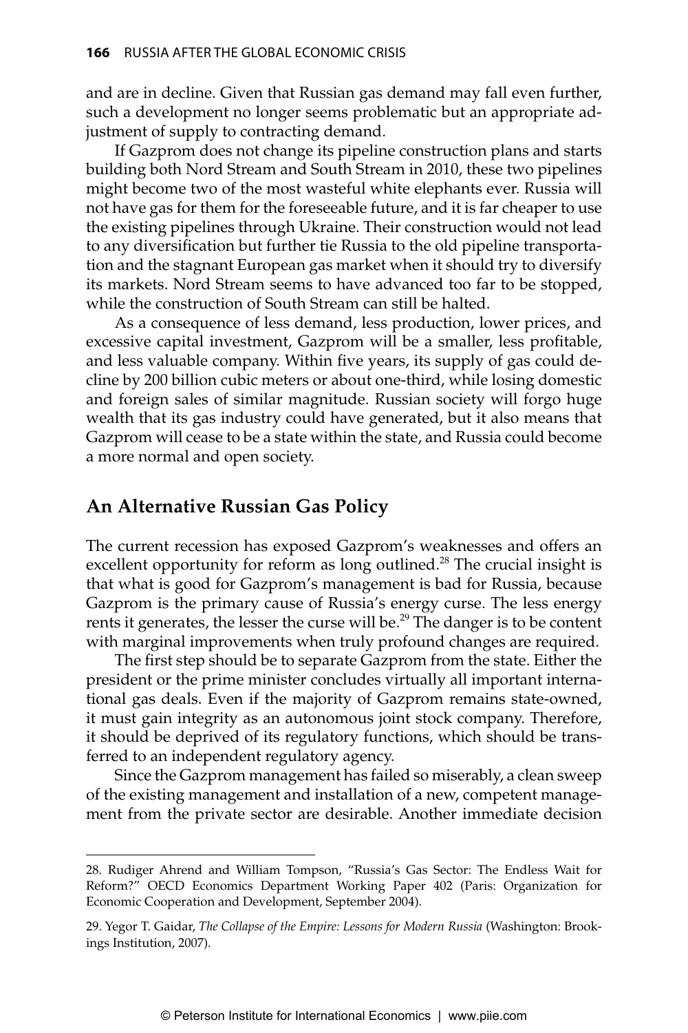and are in decline. Given that Russian gas demand may fall even further, such a development no longer seems problematic but an appropriate adjustment of supply to contracting demand.

If Gazprom does not change its pipeline construction plans and starts building both Nord Stream and South Stream in 2010, these two pipelines might become two of the most wasteful white elephants ever. Russia will not have gas for them for the foreseeable future, and it is far cheaper to use the existing pipelines through Ukraine. Their construction would not lead to any diversification but further tie Russia to the old pipeline transportation and the stagnant European gas market when it should try to diversify its markets. Nord Stream seems to have advanced too far to be stopped, while the construction of South Stream can still be halted.

As a consequence of less demand, less production, lower prices, and excessive capital investment, Gazprom will be a smaller, less profitable, and less valuable company. Within five years, its supply of gas could decline by 200 billion cubic meters or about one-third, while losing domestic and foreign sales of similar magnitude. Russian society will forgo huge wealth that its gas industry could have generated, but it also means that Gazprom will cease to be a state within the state, and Russia could become a more normal and open society.

## An Alternative Russian Gas Policy

The current recession has exposed Gazprom's weaknesses and offers an excellent opportunity for reform as long outlined.[28] The crucial insight is that what is good for Gazprom's management is bad for Russia, because Gazprom is the primary cause of Russia's energy curse. The less energy rents it generates, the lesser the curse will be.[29] The danger is to be content with marginal improvements when truly profound changes are required.

The first step should be to separate Gazprom from the state. Either the president or the prime minister concludes virtually all important international gas deals. Even if the majority of Gazprom remains state-owned, it must gain integrity as an autonomous joint stock company. Therefore, it should be deprived of its regulatory functions, which should be transferred to an independent regulatory agency.

Since the Gazprom management has failed so miserably, a clean sweep of the existing management and installation of a new, competent management from the private sector are desirable. Another immediate decision

---

28. Rudiger Ahrend and William Tompson, "Russia's Gas Sector: The Endless Wait for Reform?" OECD Economics Department Working Paper 402 (Paris: Organization for Economic Cooperation and Development, September 2004).

29. Yegor T. Gaidar, *The Collapse of the Empire: Lessons for Modern Russia* (Washington: Brookings Institution, 2007).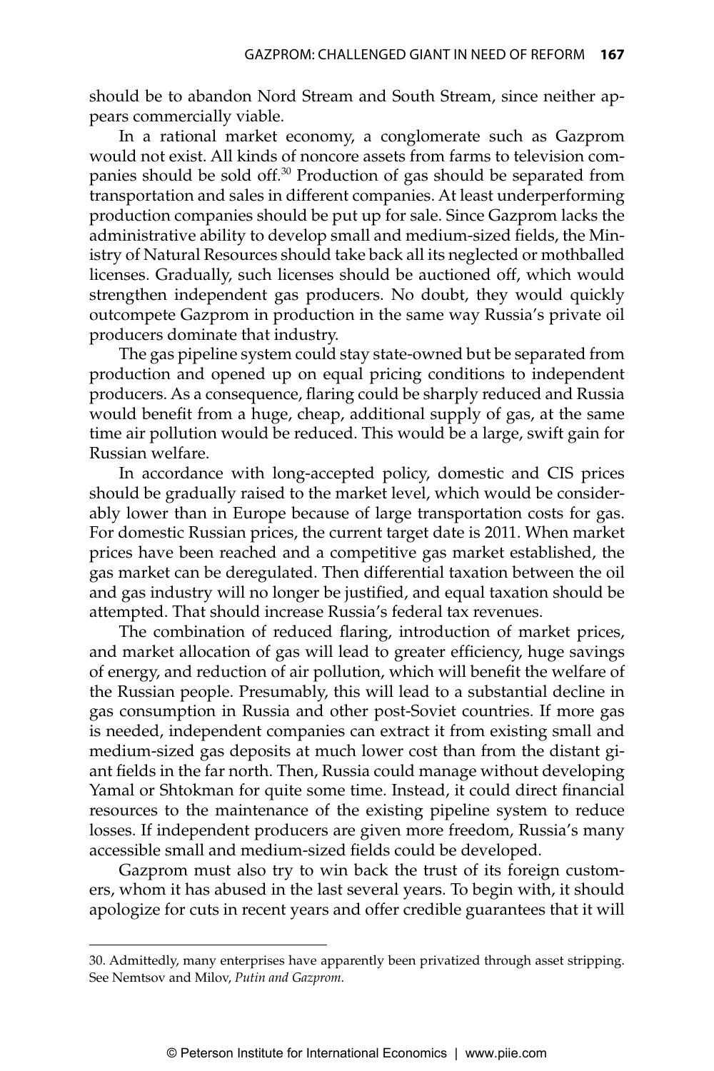should be to abandon Nord Stream and South Stream, since neither appears commercially viable.

In a rational market economy, a conglomerate such as Gazprom would not exist. All kinds of noncore assets from farms to television companies should be sold off.[30] Production of gas should be separated from transportation and sales in different companies. At least underperforming production companies should be put up for sale. Since Gazprom lacks the administrative ability to develop small and medium-sized fields, the Ministry of Natural Resources should take back all its neglected or mothballed licenses. Gradually, such licenses should be auctioned off, which would strengthen independent gas producers. No doubt, they would quickly outcompete Gazprom in production in the same way Russia's private oil producers dominate that industry.

The gas pipeline system could stay state-owned but be separated from production and opened up on equal pricing conditions to independent producers. As a consequence, flaring could be sharply reduced and Russia would benefit from a huge, cheap, additional supply of gas, at the same time air pollution would be reduced. This would be a large, swift gain for Russian welfare.

In accordance with long-accepted policy, domestic and CIS prices should be gradually raised to the market level, which would be considerably lower than in Europe because of large transportation costs for gas. For domestic Russian prices, the current target date is 2011. When market prices have been reached and a competitive gas market established, the gas market can be deregulated. Then differential taxation between the oil and gas industry will no longer be justified, and equal taxation should be attempted. That should increase Russia's federal tax revenues.

The combination of reduced flaring, introduction of market prices, and market allocation of gas will lead to greater efficiency, huge savings of energy, and reduction of air pollution, which will benefit the welfare of the Russian people. Presumably, this will lead to a substantial decline in gas consumption in Russia and other post-Soviet countries. If more gas is needed, independent companies can extract it from existing small and medium-sized gas deposits at much lower cost than from the distant giant fields in the far north. Then, Russia could manage without developing Yamal or Shtokman for quite some time. Instead, it could direct financial resources to the maintenance of the existing pipeline system to reduce losses. If independent producers are given more freedom, Russia's many accessible small and medium-sized fields could be developed.

Gazprom must also try to win back the trust of its foreign customers, whom it has abused in the last several years. To begin with, it should apologize for cuts in recent years and offer credible guarantees that it will

30. Admittedly, many enterprises have apparently been privatized through asset stripping. See Nemtsov and Milov, *Putin and Gazprom*.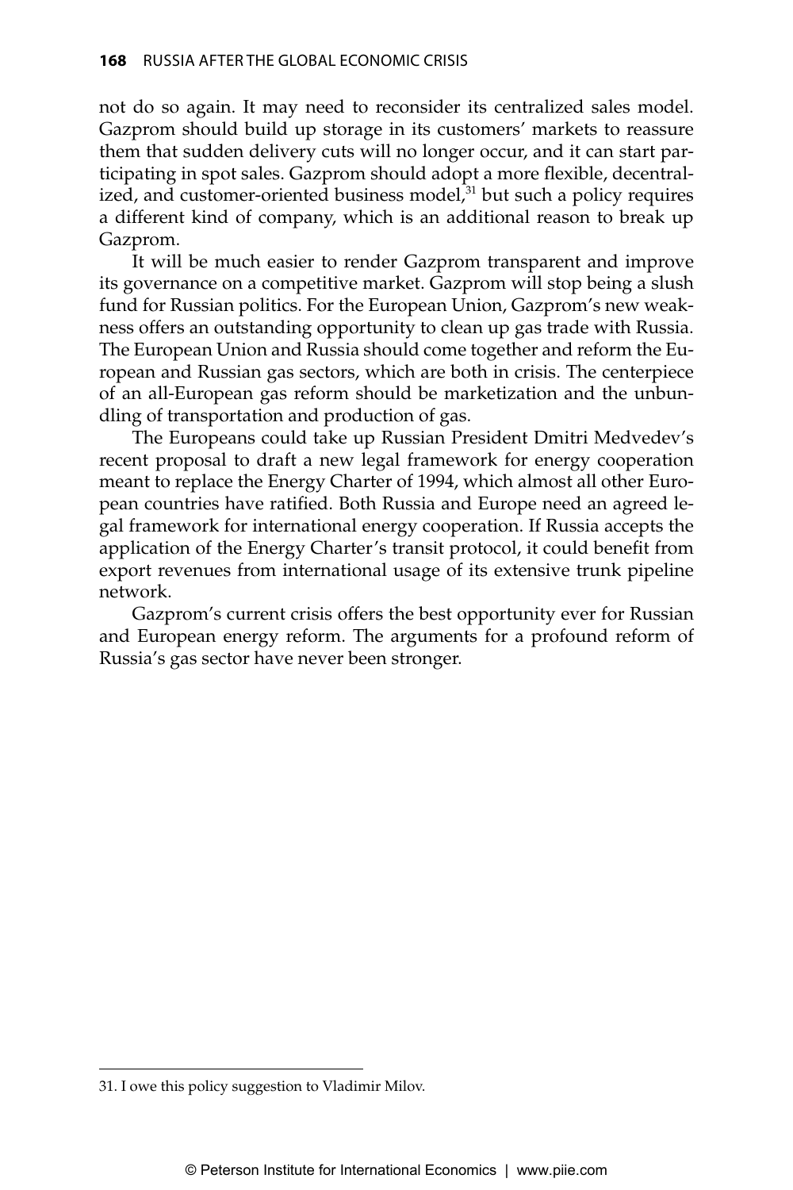not do so again. It may need to reconsider its centralized sales model. Gazprom should build up storage in its customers' markets to reassure them that sudden delivery cuts will no longer occur, and it can start participating in spot sales. Gazprom should adopt a more flexible, decentralized, and customer-oriented business model,[31] but such a policy requires a different kind of company, which is an additional reason to break up Gazprom.

It will be much easier to render Gazprom transparent and improve its governance on a competitive market. Gazprom will stop being a slush fund for Russian politics. For the European Union, Gazprom's new weakness offers an outstanding opportunity to clean up gas trade with Russia. The European Union and Russia should come together and reform the European and Russian gas sectors, which are both in crisis. The centerpiece of an all-European gas reform should be marketization and the unbundling of transportation and production of gas.

The Europeans could take up Russian President Dmitri Medvedev's recent proposal to draft a new legal framework for energy cooperation meant to replace the Energy Charter of 1994, which almost all other European countries have ratified. Both Russia and Europe need an agreed legal framework for international energy cooperation. If Russia accepts the application of the Energy Charter's transit protocol, it could benefit from export revenues from international usage of its extensive trunk pipeline network.

Gazprom's current crisis offers the best opportunity ever for Russian and European energy reform. The arguments for a profound reform of Russia's gas sector have never been stronger.

31. I owe this policy suggestion to Vladimir Milov.